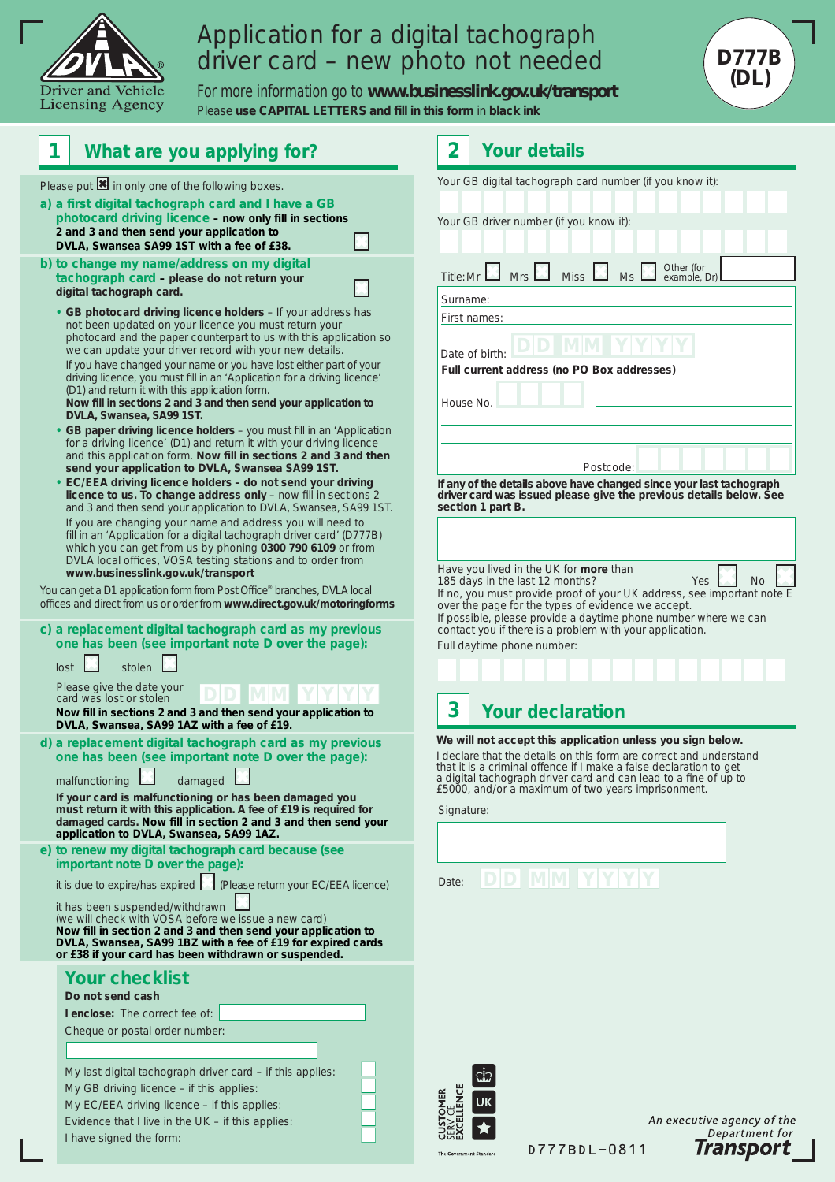Driver and Vehicle Licensing Agency

# Application for a digital tachograph driver card – new photo not needed

**D777B (DL)**

For more information go to **www.businesslink.gov.uk/transport**

Please **use CAPITAL LETTERS and fill in this form** in **black ink**

## 1 What are you applying for?

Please put ☒ in only one of the following boxes.

**a) a first digital tachograph card and I have a GB photocard driving licence – now only fill in sections 2 and 3 and then send your application to DVLA, Swansea SA99 1ST with a fee of £38.** ☐

**b) to change my name/address on my digital tachograph card – please do not return your digital tachograph card.** ☐

- **GB photocard driving licence holders** – If your address has not been updated on your licence you must return your photocard and the paper counterpart to us with this application so we can update your driver record with your new details.
  If you have changed your name or you have lost either part of your driving licence, you must fill in an 'Application for a driving licence' (D1) and return it with this application form.
  **Now fill in sections 2 and 3 and then send your application to DVLA, Swansea, SA99 1ST.**
- **GB paper driving licence holders** – you must fill in an 'Application for a driving licence' (D1) and return it with your driving licence and this application form. **Now fill in sections 2 and 3 and then send your application to DVLA, Swansea SA99 1ST.**
- **EC/EEA driving licence holders – do not send your driving licence to us. To change address only** – now fill in sections 2 and 3 and then send your application to DVLA, Swansea, SA99 1ST.
  If you are changing your name and address you will need to fill in an 'Application for a digital tachograph driver card' (D777B) which you can get from us by phoning **0300 790 6109** or from DVLA local offices, VOSA testing stations and to order from **www.businesslink.gov.uk/transport**

You can get a D1 application form from Post Office® branches, DVLA local offices and direct from us or order from **www.direct.gov.uk/motoringforms**

**c) a replacement digital tachograph card as my previous one has been (see important note D over the page):**

lost ☐ stolen ☐

Please give the date your card was lost or stolen D D M M Y Y Y Y

**Now fill in sections 2 and 3 and then send your application to DVLA, Swansea, SA99 1AZ with a fee of £19.**

**d) a replacement digital tachograph card as my previous one has been (see important note D over the page):**

malfunctioning ☐ damaged ☐

**If your card is malfunctioning or has been damaged you must return it with this application. A fee of £19 is required for damaged cards. Now fill in section 2 and 3 and then send your application to DVLA, Swansea, SA99 1AZ.**

**e) to renew my digital tachograph card because (see important note D over the page):**

it is due to expire/has expired ☐ (Please return your EC/EEA licence)

it has been suspended/withdrawn ☐
(we will check with VOSA before we issue a new card)
**Now fill in section 2 and 3 and then send your application to DVLA, Swansea, SA99 1BZ with a fee of £19 for expired cards or £38 if your card has been withdrawn or suspended.**

### Your checklist

**Do not send cash**

**I enclose:** The correct fee of: ______

Cheque or postal order number: ______

My last digital tachograph driver card – if this applies: ☐

My GB driving licence – if this applies: ☐

My EC/EEA driving licence – if this applies: ☐

Evidence that I live in the UK – if this applies: ☐

I have signed the form: ☐

## 2 Your details

Your GB digital tachograph card number (if you know it): ______

Your GB driver number (if you know it): ______

Title: Mr ☐ Mrs ☐ Miss ☐ Ms ☐ Other (for example, Dr) ______

Surname: ______

First names: ______

Date of birth: D D M M Y Y Y Y

**Full current address (no PO Box addresses)**

House No. ______

Postcode: ______

**If any of the details above have changed since your last tachograph driver card was issued please give the previous details below. See section 1 part B.**

______

Have you lived in the UK for **more** than 185 days in the last 12 months? Yes ☐ No ☐

If no, you must provide proof of your UK address, see important note E over the page for the types of evidence we accept.

If possible, please provide a daytime phone number where we can contact you if there is a problem with your application.

Full daytime phone number: ______

## 3 Your declaration

**We will not accept this application unless you sign below.**

I declare that the details on this form are correct and understand that it is a criminal offence if I make a false declaration to get a digital tachograph driver card and can lead to a fine of up to £5000, and/or a maximum of two years imprisonment.

Signature: ______

Date: D D M M Y Y Y Y

D777BDL–0811

*An executive agency of the Department for* **Transport**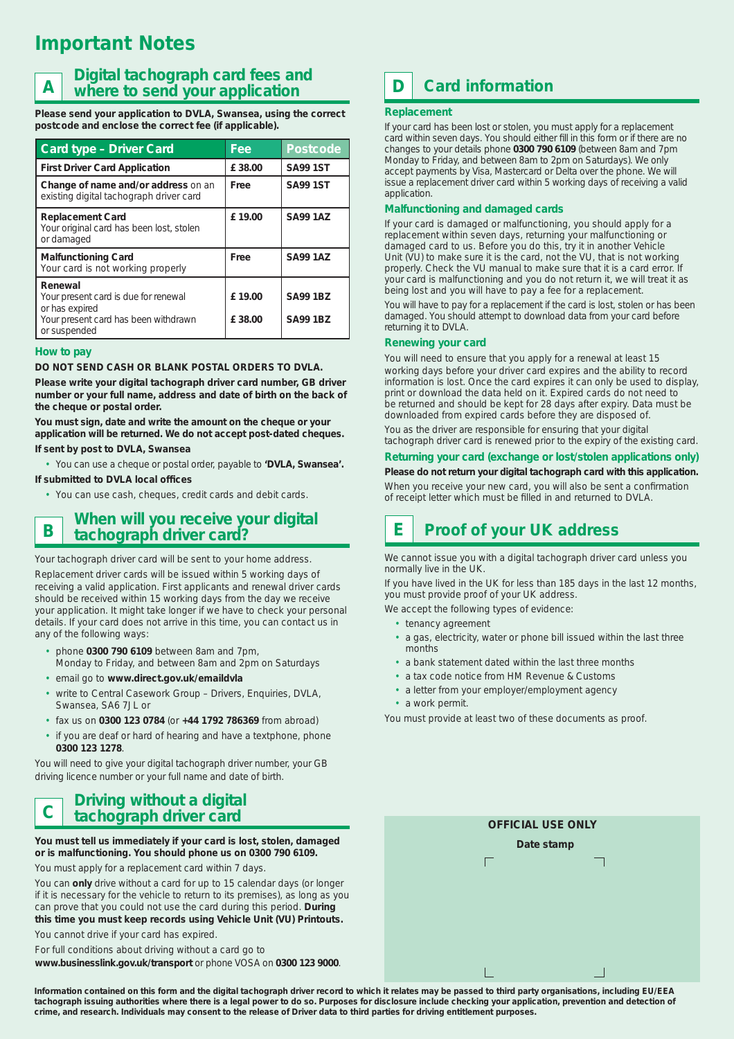# Important Notes

## A Digital tachograph card fees and where to send your application

**Please send your application to DVLA, Swansea, using the correct postcode and enclose the correct fee (if applicable).**

| Card type – Driver Card | Fee | Postcode |
|---|---|---|
| **First Driver Card Application** | £ 38.00 | SA99 1ST |
| **Change of name and/or address** on an existing digital tachograph driver card | Free | SA99 1ST |
| **Replacement Card**<br>Your original card has been lost, stolen or damaged | £ 19.00 | SA99 1AZ |
| **Malfunctioning Card**<br>Your card is not working properly | Free | SA99 1AZ |
| **Renewal**<br>Your present card is due for renewal or has expired | £ 19.00 | SA99 1BZ |
| Your present card has been withdrawn or suspended | £ 38.00 | SA99 1BZ |

### How to pay

**DO NOT SEND CASH OR BLANK POSTAL ORDERS TO DVLA.**

**Please write your digital tachograph driver card number, GB driver number or your full name, address and date of birth on the back of the cheque or postal order.**

**You must sign, date and write the amount on the cheque or your application will be returned. We do not accept post-dated cheques.**

**If sent by post to DVLA, Swansea**

- You can use a cheque or postal order, payable to **'DVLA, Swansea'.**

**If submitted to DVLA local offices**

- You can use cash, cheques, credit cards and debit cards.

## B When will you receive your digital tachograph driver card?

Your tachograph driver card will be sent to your home address.

Replacement driver cards will be issued within 5 working days of receiving a valid application. First applicants and renewal driver cards should be received within 15 working days from the day we receive your application. It might take longer if we have to check your personal details. If your card does not arrive in this time, you can contact us in any of the following ways:

- phone **0300 790 6109** between 8am and 7pm, Monday to Friday, and between 8am and 2pm on Saturdays
- email go to **www.direct.gov.uk/emaildvla**
- write to Central Casework Group – Drivers, Enquiries, DVLA, Swansea, SA6 7JL or
- fax us on **0300 123 0784** (or **+44 1792 786369** from abroad)
- if you are deaf or hard of hearing and have a textphone, phone **0300 123 1278**.

You will need to give your digital tachograph driver number, your GB driving licence number or your full name and date of birth.

## C Driving without a digital tachograph driver card

**You must tell us immediately if your card is lost, stolen, damaged or is malfunctioning. You should phone us on 0300 790 6109.**

You must apply for a replacement card within 7 days.

You can **only** drive without a card for up to 15 calendar days (or longer if it is necessary for the vehicle to return to its premises), as long as you can prove that you could not use the card during this period. **During this time you must keep records using Vehicle Unit (VU) Printouts.**

You cannot drive if your card has expired.

For full conditions about driving without a card go to **www.businesslink.gov.uk/transport** or phone VOSA on **0300 123 9000**.

## D Card information

### Replacement

If your card has been lost or stolen, you must apply for a replacement card within seven days. You should either fill in this form or if there are no changes to your details phone **0300 790 6109** (between 8am and 7pm Monday to Friday, and between 8am to 2pm on Saturdays). We only accept payments by Visa, Mastercard or Delta over the phone. We will issue a replacement driver card within 5 working days of receiving a valid application.

### Malfunctioning and damaged cards

If your card is damaged or malfunctioning, you should apply for a replacement within seven days, returning your malfunctioning or damaged card to us. Before you do this, try it in another Vehicle Unit (VU) to make sure it is the card, not the VU, that is not working properly. Check the VU manual to make sure that it is a card error. If your card is malfunctioning and you do not return it, we will treat it as being lost and you will have to pay a fee for a replacement.

You will have to pay for a replacement if the card is lost, stolen or has been damaged. You should attempt to download data from your card before returning it to DVLA.

### Renewing your card

You will need to ensure that you apply for a renewal at least 15 working days before your driver card expires and the ability to record information is lost. Once the card expires it can only be used to display, print or download the data held on it. Expired cards do not need to be returned and should be kept for 28 days after expiry. Data must be downloaded from expired cards before they are disposed of.

You as the driver are responsible for ensuring that your digital tachograph driver card is renewed prior to the expiry of the existing card.

### Returning your card (exchange or lost/stolen applications only)

**Please do not return your digital tachograph card with this application.**

When you receive your new card, you will also be sent a confirmation of receipt letter which must be filled in and returned to DVLA.

## E Proof of your UK address

We cannot issue you with a digital tachograph driver card unless you normally live in the UK.

If you have lived in the UK for less than 185 days in the last 12 months, you must provide proof of your UK address.

We accept the following types of evidence:

- tenancy agreement
- a gas, electricity, water or phone bill issued within the last three months
- a bank statement dated within the last three months
- a tax code notice from HM Revenue & Customs
- a letter from your employer/employment agency
- a work permit.

You must provide at least two of these documents as proof.

**OFFICIAL USE ONLY**

**Date stamp**

**Information contained on this form and the digital tachograph driver record to which it relates may be passed to third party organisations, including EU/EEA tachograph issuing authorities where there is a legal power to do so. Purposes for disclosure include checking your application, prevention and detection of crime, and research. Individuals may consent to the release of Driver data to third parties for driving entitlement purposes.**